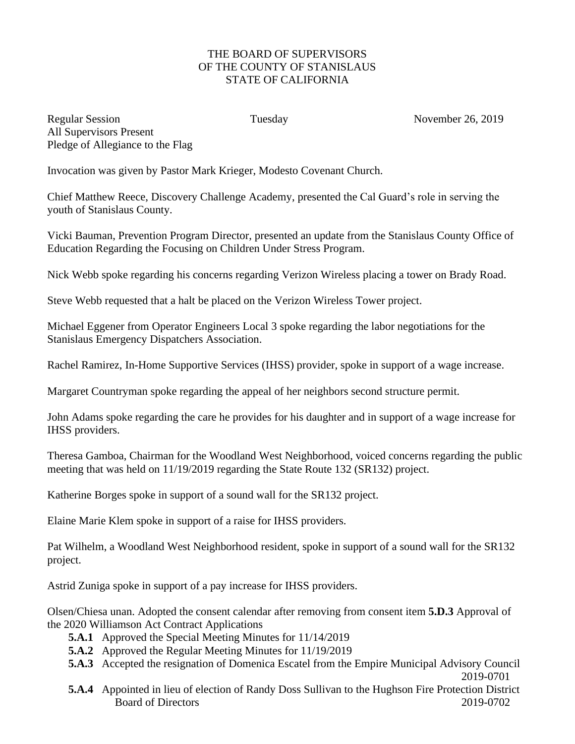THE BOARD OF SUPERVISORS
OF THE COUNTY OF STANISLAUS
STATE OF CALIFORNIA

Regular Session  Tuesday  November 26, 2019
All Supervisors Present
Pledge of Allegiance to the Flag

Invocation was given by Pastor Mark Krieger, Modesto Covenant Church.

Chief Matthew Reece, Discovery Challenge Academy, presented the Cal Guard's role in serving the youth of Stanislaus County.

Vicki Bauman, Prevention Program Director, presented an update from the Stanislaus County Office of Education Regarding the Focusing on Children Under Stress Program.

Nick Webb spoke regarding his concerns regarding Verizon Wireless placing a tower on Brady Road.

Steve Webb requested that a halt be placed on the Verizon Wireless Tower project.

Michael Eggener from Operator Engineers Local 3 spoke regarding the labor negotiations for the Stanislaus Emergency Dispatchers Association.

Rachel Ramirez, In-Home Supportive Services (IHSS) provider, spoke in support of a wage increase.

Margaret Countryman spoke regarding the appeal of her neighbors second structure permit.

John Adams spoke regarding the care he provides for his daughter and in support of a wage increase for IHSS providers.

Theresa Gamboa, Chairman for the Woodland West Neighborhood, voiced concerns regarding the public meeting that was held on 11/19/2019 regarding the State Route 132 (SR132) project.

Katherine Borges spoke in support of a sound wall for the SR132 project.

Elaine Marie Klem spoke in support of a raise for IHSS providers.

Pat Wilhelm, a Woodland West Neighborhood resident, spoke in support of a sound wall for the SR132 project.

Astrid Zuniga spoke in support of a pay increase for IHSS providers.

Olsen/Chiesa unan. Adopted the consent calendar after removing from consent item **5.D.3** Approval of the 2020 Williamson Act Contract Applications

- **5.A.1** Approved the Special Meeting Minutes for 11/14/2019
- **5.A.2** Approved the Regular Meeting Minutes for 11/19/2019
- **5.A.3** Accepted the resignation of Domenica Escatel from the Empire Municipal Advisory Council 2019-0701
- **5.A.4** Appointed in lieu of election of Randy Doss Sullivan to the Hughson Fire Protection District Board of Directors 2019-0702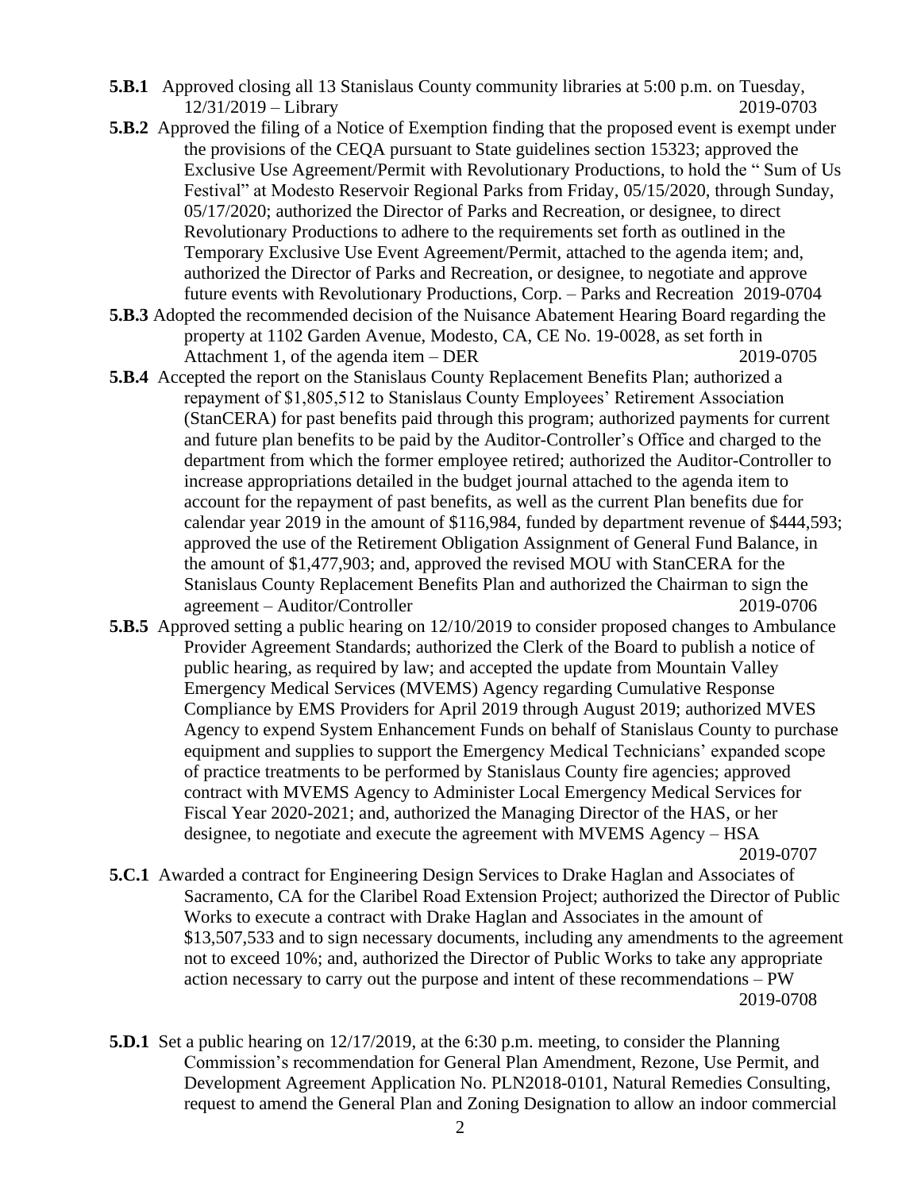**5.B.1** Approved closing all 13 Stanislaus County community libraries at 5:00 p.m. on Tuesday, 12/31/2019 – Library 2019-0703

**5.B.2** Approved the filing of a Notice of Exemption finding that the proposed event is exempt under the provisions of the CEQA pursuant to State guidelines section 15323; approved the Exclusive Use Agreement/Permit with Revolutionary Productions, to hold the " Sum of Us Festival" at Modesto Reservoir Regional Parks from Friday, 05/15/2020, through Sunday, 05/17/2020; authorized the Director of Parks and Recreation, or designee, to direct Revolutionary Productions to adhere to the requirements set forth as outlined in the Temporary Exclusive Use Event Agreement/Permit, attached to the agenda item; and, authorized the Director of Parks and Recreation, or designee, to negotiate and approve future events with Revolutionary Productions, Corp. – Parks and Recreation 2019-0704

**5.B.3** Adopted the recommended decision of the Nuisance Abatement Hearing Board regarding the property at 1102 Garden Avenue, Modesto, CA, CE No. 19-0028, as set forth in Attachment 1, of the agenda item – DER 2019-0705

**5.B.4** Accepted the report on the Stanislaus County Replacement Benefits Plan; authorized a repayment of $1,805,512 to Stanislaus County Employees' Retirement Association (StanCERA) for past benefits paid through this program; authorized payments for current and future plan benefits to be paid by the Auditor-Controller's Office and charged to the department from which the former employee retired; authorized the Auditor-Controller to increase appropriations detailed in the budget journal attached to the agenda item to account for the repayment of past benefits, as well as the current Plan benefits due for calendar year 2019 in the amount of $116,984, funded by department revenue of $444,593; approved the use of the Retirement Obligation Assignment of General Fund Balance, in the amount of $1,477,903; and, approved the revised MOU with StanCERA for the Stanislaus County Replacement Benefits Plan and authorized the Chairman to sign the agreement – Auditor/Controller 2019-0706

**5.B.5** Approved setting a public hearing on 12/10/2019 to consider proposed changes to Ambulance Provider Agreement Standards; authorized the Clerk of the Board to publish a notice of public hearing, as required by law; and accepted the update from Mountain Valley Emergency Medical Services (MVEMS) Agency regarding Cumulative Response Compliance by EMS Providers for April 2019 through August 2019; authorized MVES Agency to expend System Enhancement Funds on behalf of Stanislaus County to purchase equipment and supplies to support the Emergency Medical Technicians' expanded scope of practice treatments to be performed by Stanislaus County fire agencies; approved contract with MVEMS Agency to Administer Local Emergency Medical Services for Fiscal Year 2020-2021; and, authorized the Managing Director of the HAS, or her designee, to negotiate and execute the agreement with MVEMS Agency – HSA 2019-0707

**5.C.1** Awarded a contract for Engineering Design Services to Drake Haglan and Associates of Sacramento, CA for the Claribel Road Extension Project; authorized the Director of Public Works to execute a contract with Drake Haglan and Associates in the amount of $13,507,533 and to sign necessary documents, including any amendments to the agreement not to exceed 10%; and, authorized the Director of Public Works to take any appropriate action necessary to carry out the purpose and intent of these recommendations – PW 2019-0708

**5.D.1** Set a public hearing on 12/17/2019, at the 6:30 p.m. meeting, to consider the Planning Commission's recommendation for General Plan Amendment, Rezone, Use Permit, and Development Agreement Application No. PLN2018-0101, Natural Remedies Consulting, request to amend the General Plan and Zoning Designation to allow an indoor commercial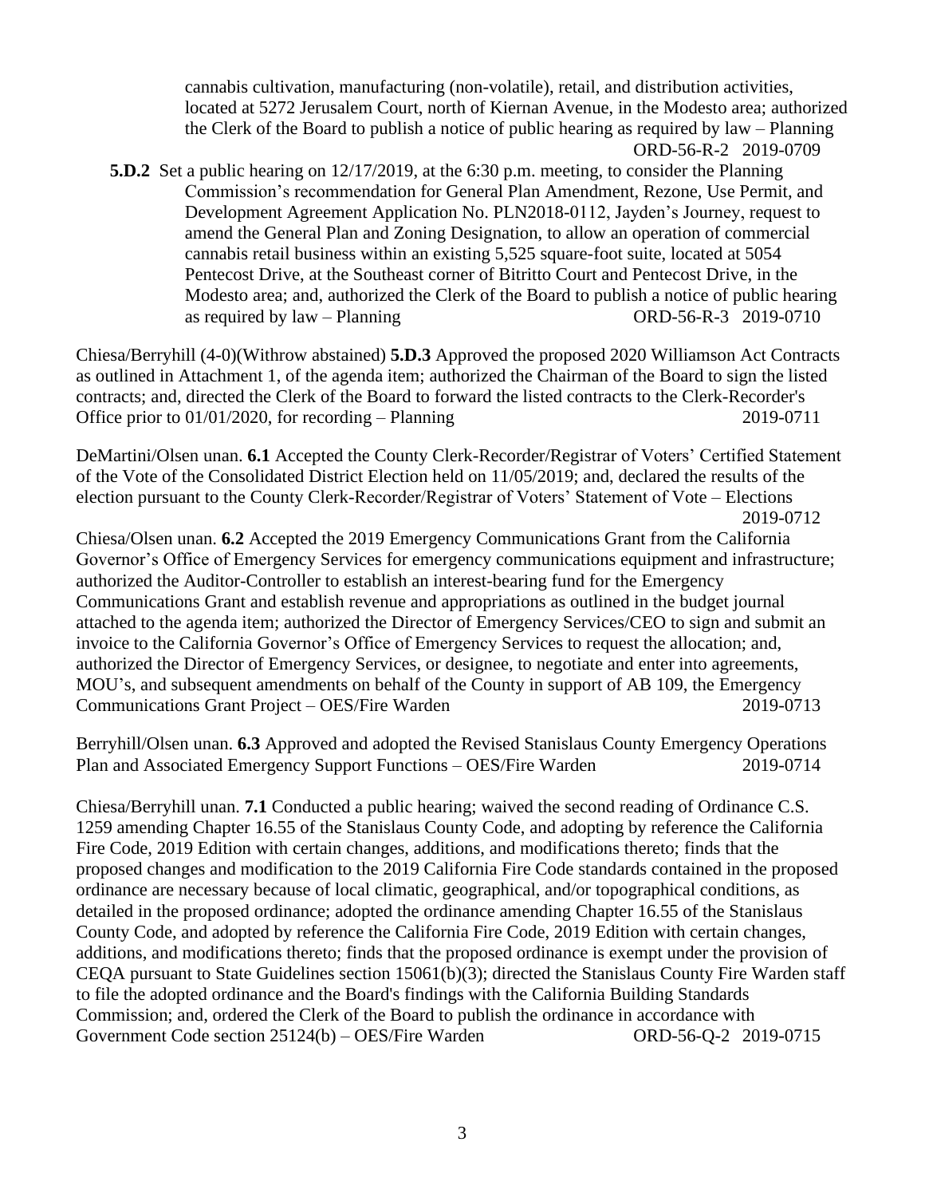cannabis cultivation, manufacturing (non-volatile), retail, and distribution activities, located at 5272 Jerusalem Court, north of Kiernan Avenue, in the Modesto area; authorized the Clerk of the Board to publish a notice of public hearing as required by law – Planning ORD-56-R-2 2019-0709

**5.D.2** Set a public hearing on 12/17/2019, at the 6:30 p.m. meeting, to consider the Planning Commission's recommendation for General Plan Amendment, Rezone, Use Permit, and Development Agreement Application No. PLN2018-0112, Jayden's Journey, request to amend the General Plan and Zoning Designation, to allow an operation of commercial cannabis retail business within an existing 5,525 square-foot suite, located at 5054 Pentecost Drive, at the Southeast corner of Bitritto Court and Pentecost Drive, in the Modesto area; and, authorized the Clerk of the Board to publish a notice of public hearing as required by law – Planning ORD-56-R-3 2019-0710

Chiesa/Berryhill (4-0)(Withrow abstained) **5.D.3** Approved the proposed 2020 Williamson Act Contracts as outlined in Attachment 1, of the agenda item; authorized the Chairman of the Board to sign the listed contracts; and, directed the Clerk of the Board to forward the listed contracts to the Clerk-Recorder's Office prior to 01/01/2020, for recording – Planning 2019-0711

DeMartini/Olsen unan. **6.1** Accepted the County Clerk-Recorder/Registrar of Voters' Certified Statement of the Vote of the Consolidated District Election held on 11/05/2019; and, declared the results of the election pursuant to the County Clerk-Recorder/Registrar of Voters' Statement of Vote – Elections 2019-0712

Chiesa/Olsen unan. **6.2** Accepted the 2019 Emergency Communications Grant from the California Governor's Office of Emergency Services for emergency communications equipment and infrastructure; authorized the Auditor-Controller to establish an interest-bearing fund for the Emergency Communications Grant and establish revenue and appropriations as outlined in the budget journal attached to the agenda item; authorized the Director of Emergency Services/CEO to sign and submit an invoice to the California Governor's Office of Emergency Services to request the allocation; and, authorized the Director of Emergency Services, or designee, to negotiate and enter into agreements, MOU's, and subsequent amendments on behalf of the County in support of AB 109, the Emergency Communications Grant Project – OES/Fire Warden 2019-0713

Berryhill/Olsen unan. **6.3** Approved and adopted the Revised Stanislaus County Emergency Operations Plan and Associated Emergency Support Functions – OES/Fire Warden 2019-0714

Chiesa/Berryhill unan. **7.1** Conducted a public hearing; waived the second reading of Ordinance C.S. 1259 amending Chapter 16.55 of the Stanislaus County Code, and adopting by reference the California Fire Code, 2019 Edition with certain changes, additions, and modifications thereto; finds that the proposed changes and modification to the 2019 California Fire Code standards contained in the proposed ordinance are necessary because of local climatic, geographical, and/or topographical conditions, as detailed in the proposed ordinance; adopted the ordinance amending Chapter 16.55 of the Stanislaus County Code, and adopted by reference the California Fire Code, 2019 Edition with certain changes, additions, and modifications thereto; finds that the proposed ordinance is exempt under the provision of CEQA pursuant to State Guidelines section 15061(b)(3); directed the Stanislaus County Fire Warden staff to file the adopted ordinance and the Board's findings with the California Building Standards Commission; and, ordered the Clerk of the Board to publish the ordinance in accordance with Government Code section 25124(b) – OES/Fire Warden ORD-56-Q-2 2019-0715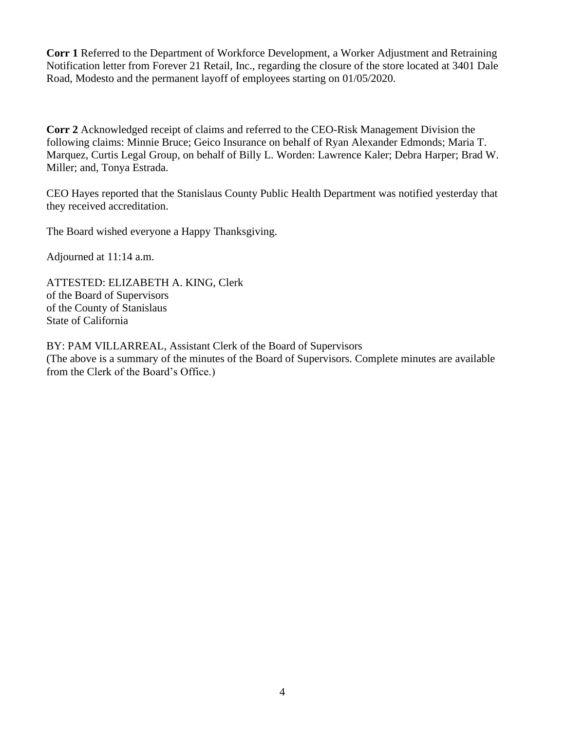**Corr 1** Referred to the Department of Workforce Development, a Worker Adjustment and Retraining Notification letter from Forever 21 Retail, Inc., regarding the closure of the store located at 3401 Dale Road, Modesto and the permanent layoff of employees starting on 01/05/2020.

**Corr 2** Acknowledged receipt of claims and referred to the CEO-Risk Management Division the following claims: Minnie Bruce; Geico Insurance on behalf of Ryan Alexander Edmonds; Maria T. Marquez, Curtis Legal Group, on behalf of Billy L. Worden: Lawrence Kaler; Debra Harper; Brad W. Miller; and, Tonya Estrada.

CEO Hayes reported that the Stanislaus County Public Health Department was notified yesterday that they received accreditation.

The Board wished everyone a Happy Thanksgiving.

Adjourned at 11:14 a.m.

ATTESTED: ELIZABETH A. KING, Clerk
of the Board of Supervisors
of the County of Stanislaus
State of California

BY: PAM VILLARREAL, Assistant Clerk of the Board of Supervisors
(The above is a summary of the minutes of the Board of Supervisors. Complete minutes are available from the Clerk of the Board's Office.)